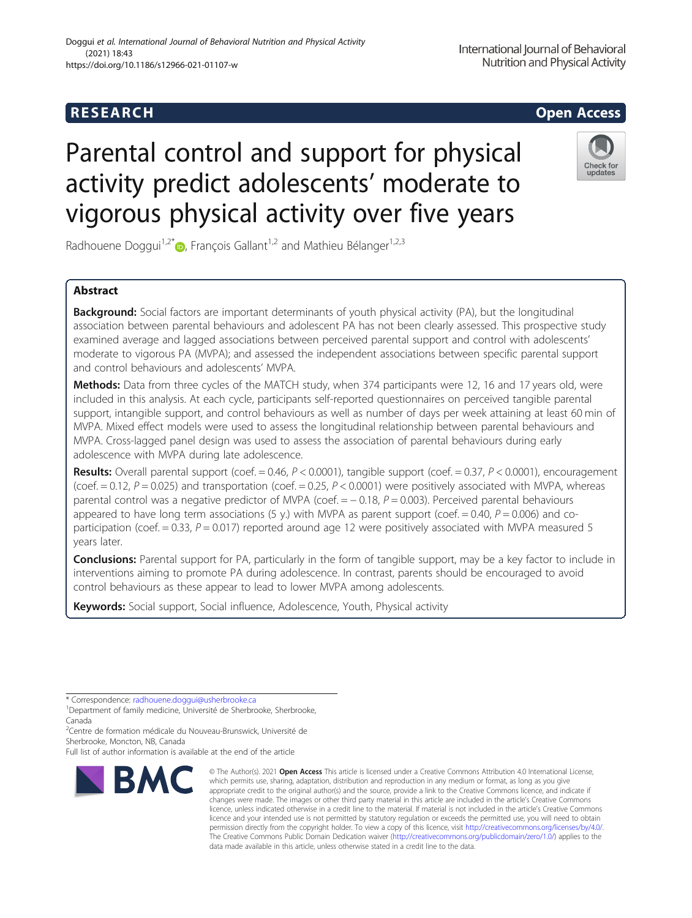RESEARCH

Open Access

# Parental control and support for physical activity predict adolescents' moderate to vigorous physical activity over five years

Radhouene Doggui[1,2*], François Gallant[1,2] and Mathieu Bélanger[1,2,3]

## Abstract

**Background:** Social factors are important determinants of youth physical activity (PA), but the longitudinal association between parental behaviours and adolescent PA has not been clearly assessed. This prospective study examined average and lagged associations between perceived parental support and control with adolescents' moderate to vigorous PA (MVPA); and assessed the independent associations between specific parental support and control behaviours and adolescents' MVPA.

**Methods:** Data from three cycles of the MATCH study, when 374 participants were 12, 16 and 17 years old, were included in this analysis. At each cycle, participants self-reported questionnaires on perceived tangible parental support, intangible support, and control behaviours as well as number of days per week attaining at least 60 min of MVPA. Mixed effect models were used to assess the longitudinal relationship between parental behaviours and MVPA. Cross-lagged panel design was used to assess the association of parental behaviours during early adolescence with MVPA during late adolescence.

**Results:** Overall parental support (coef. = 0.46, $P < 0.0001$), tangible support (coef. = 0.37, $P < 0.0001$), encouragement (coef. = 0.12, $P = 0.025$) and transportation (coef. = 0.25, $P < 0.0001$) were positively associated with MVPA, whereas parental control was a negative predictor of MVPA (coef. = − 0.18, $P = 0.003$). Perceived parental behaviours appeared to have long term associations (5 y.) with MVPA as parent support (coef. = 0.40, $P = 0.006$) and co-participation (coef. = 0.33, $P = 0.017$) reported around age 12 were positively associated with MVPA measured 5 years later.

**Conclusions:** Parental support for PA, particularly in the form of tangible support, may be a key factor to include in interventions aiming to promote PA during adolescence. In contrast, parents should be encouraged to avoid control behaviours as these appear to lead to lower MVPA among adolescents.

**Keywords:** Social support, Social influence, Adolescence, Youth, Physical activity

---

* Correspondence: radhouene.doggui@usherbrooke.ca
[1]Department of family medicine, Université de Sherbrooke, Sherbrooke, Canada
[2]Centre de formation médicale du Nouveau-Brunswick, Université de Sherbrooke, Moncton, NB, Canada
Full list of author information is available at the end of the article

© The Author(s). 2021 **Open Access** This article is licensed under a Creative Commons Attribution 4.0 International License, which permits use, sharing, adaptation, distribution and reproduction in any medium or format, as long as you give appropriate credit to the original author(s) and the source, provide a link to the Creative Commons licence, and indicate if changes were made. The images or other third party material in this article are included in the article's Creative Commons licence, unless indicated otherwise in a credit line to the material. If material is not included in the article's Creative Commons licence and your intended use is not permitted by statutory regulation or exceeds the permitted use, you will need to obtain permission directly from the copyright holder. To view a copy of this licence, visit http://creativecommons.org/licenses/by/4.0/. The Creative Commons Public Domain Dedication waiver (http://creativecommons.org/publicdomain/zero/1.0/) applies to the data made available in this article, unless otherwise stated in a credit line to the data.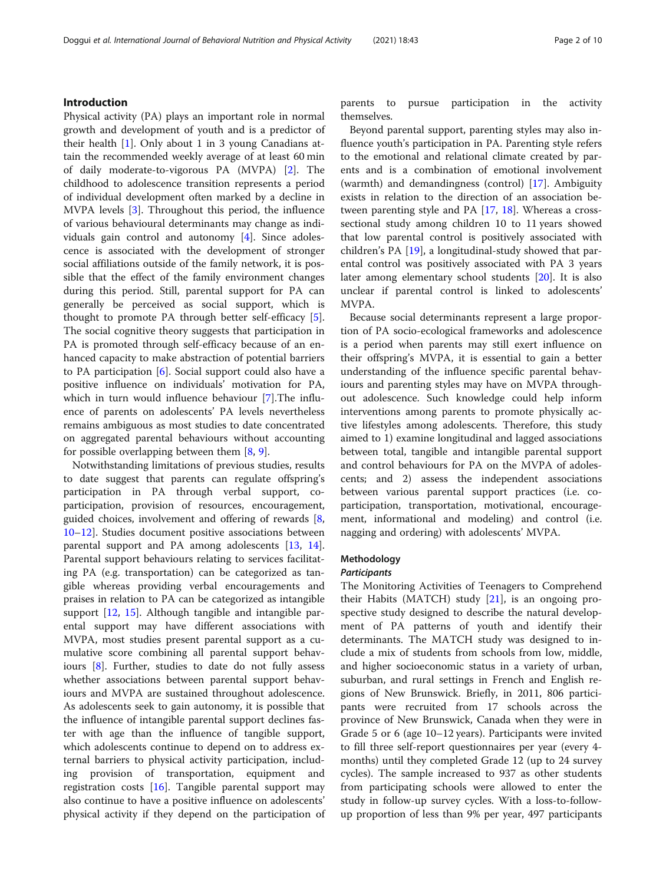## Introduction

Physical activity (PA) plays an important role in normal growth and development of youth and is a predictor of their health [1]. Only about 1 in 3 young Canadians attain the recommended weekly average of at least 60 min of daily moderate-to-vigorous PA (MVPA) [2]. The childhood to adolescence transition represents a period of individual development often marked by a decline in MVPA levels [3]. Throughout this period, the influence of various behavioural determinants may change as individuals gain control and autonomy [4]. Since adolescence is associated with the development of stronger social affiliations outside of the family network, it is possible that the effect of the family environment changes during this period. Still, parental support for PA can generally be perceived as social support, which is thought to promote PA through better self-efficacy [5]. The social cognitive theory suggests that participation in PA is promoted through self-efficacy because of an enhanced capacity to make abstraction of potential barriers to PA participation [6]. Social support could also have a positive influence on individuals' motivation for PA, which in turn would influence behaviour [7].The influence of parents on adolescents' PA levels nevertheless remains ambiguous as most studies to date concentrated on aggregated parental behaviours without accounting for possible overlapping between them [8, 9].

Notwithstanding limitations of previous studies, results to date suggest that parents can regulate offspring's participation in PA through verbal support, co-participation, provision of resources, encouragement, guided choices, involvement and offering of rewards [8, 10–12]. Studies document positive associations between parental support and PA among adolescents [13, 14]. Parental support behaviours relating to services facilitating PA (e.g. transportation) can be categorized as tangible whereas providing verbal encouragements and praises in relation to PA can be categorized as intangible support [12, 15]. Although tangible and intangible parental support may have different associations with MVPA, most studies present parental support as a cumulative score combining all parental support behaviours [8]. Further, studies to date do not fully assess whether associations between parental support behaviours and MVPA are sustained throughout adolescence. As adolescents seek to gain autonomy, it is possible that the influence of intangible parental support declines faster with age than the influence of tangible support, which adolescents continue to depend on to address external barriers to physical activity participation, including provision of transportation, equipment and registration costs [16]. Tangible parental support may also continue to have a positive influence on adolescents' physical activity if they depend on the participation of parents to pursue participation in the activity themselves.

Beyond parental support, parenting styles may also influence youth's participation in PA. Parenting style refers to the emotional and relational climate created by parents and is a combination of emotional involvement (warmth) and demandingness (control) [17]. Ambiguity exists in relation to the direction of an association between parenting style and PA [17, 18]. Whereas a cross-sectional study among children 10 to 11 years showed that low parental control is positively associated with children's PA [19], a longitudinal-study showed that parental control was positively associated with PA 3 years later among elementary school students [20]. It is also unclear if parental control is linked to adolescents' MVPA.

Because social determinants represent a large proportion of PA socio-ecological frameworks and adolescence is a period when parents may still exert influence on their offspring's MVPA, it is essential to gain a better understanding of the influence specific parental behaviours and parenting styles may have on MVPA throughout adolescence. Such knowledge could help inform interventions among parents to promote physically active lifestyles among adolescents. Therefore, this study aimed to 1) examine longitudinal and lagged associations between total, tangible and intangible parental support and control behaviours for PA on the MVPA of adolescents; and 2) assess the independent associations between various parental support practices (i.e. co-participation, transportation, motivational, encouragement, informational and modeling) and control (i.e. nagging and ordering) with adolescents' MVPA.

## Methodology

### Participants

The Monitoring Activities of Teenagers to Comprehend their Habits (MATCH) study [21], is an ongoing prospective study designed to describe the natural development of PA patterns of youth and identify their determinants. The MATCH study was designed to include a mix of students from schools from low, middle, and higher socioeconomic status in a variety of urban, suburban, and rural settings in French and English regions of New Brunswick. Briefly, in 2011, 806 participants were recruited from 17 schools across the province of New Brunswick, Canada when they were in Grade 5 or 6 (age 10–12 years). Participants were invited to fill three self-report questionnaires per year (every 4-months) until they completed Grade 12 (up to 24 survey cycles). The sample increased to 937 as other students from participating schools were allowed to enter the study in follow-up survey cycles. With a loss-to-follow-up proportion of less than 9% per year, 497 participants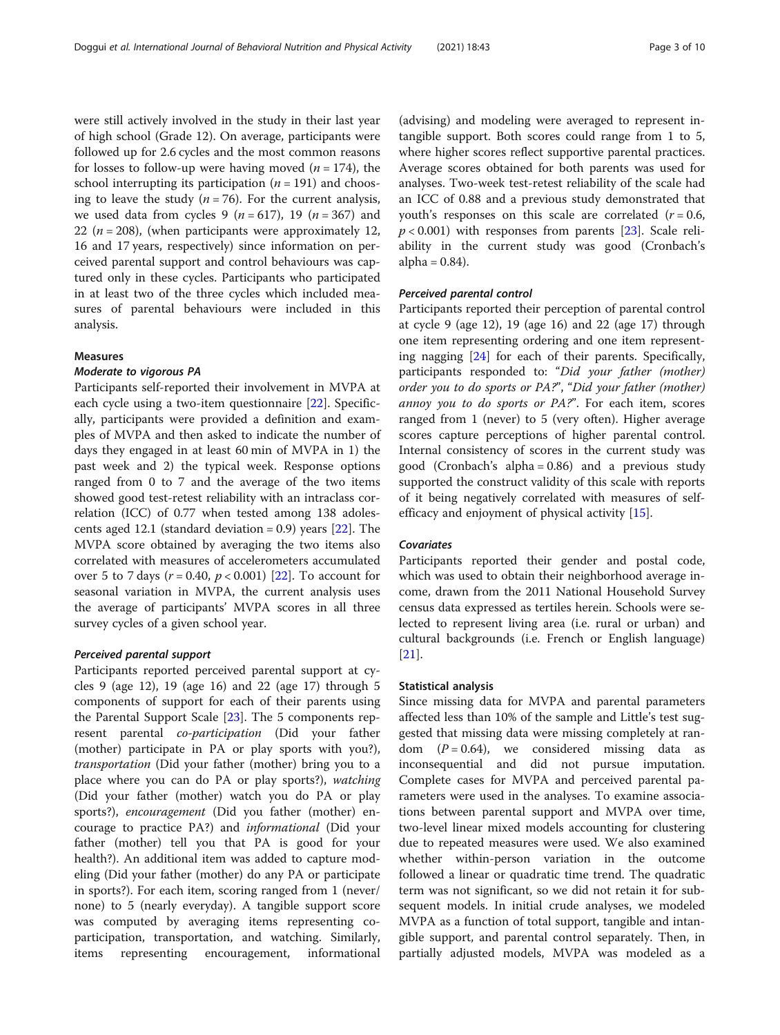were still actively involved in the study in their last year of high school (Grade 12). On average, participants were followed up for 2.6 cycles and the most common reasons for losses to follow-up were having moved ($n = 174$), the school interrupting its participation ($n = 191$) and choosing to leave the study ($n = 76$). For the current analysis, we used data from cycles 9 ($n = 617$), 19 ($n = 367$) and 22 ($n = 208$), (when participants were approximately 12, 16 and 17 years, respectively) since information on perceived parental support and control behaviours was captured only in these cycles. Participants who participated in at least two of the three cycles which included measures of parental behaviours were included in this analysis.

## Measures

### *Moderate to vigorous PA*

Participants self-reported their involvement in MVPA at each cycle using a two-item questionnaire [22]. Specifically, participants were provided a definition and examples of MVPA and then asked to indicate the number of days they engaged in at least 60 min of MVPA in 1) the past week and 2) the typical week. Response options ranged from 0 to 7 and the average of the two items showed good test-retest reliability with an intraclass correlation (ICC) of 0.77 when tested among 138 adolescents aged 12.1 (standard deviation = 0.9) years [22]. The MVPA score obtained by averaging the two items also correlated with measures of accelerometers accumulated over 5 to 7 days ($r = 0.40$, $p < 0.001$) [22]. To account for seasonal variation in MVPA, the current analysis uses the average of participants' MVPA scores in all three survey cycles of a given school year.

### *Perceived parental support*

Participants reported perceived parental support at cycles 9 (age 12), 19 (age 16) and 22 (age 17) through 5 components of support for each of their parents using the Parental Support Scale [23]. The 5 components represent parental *co-participation* (Did your father (mother) participate in PA or play sports with you?), *transportation* (Did your father (mother) bring you to a place where you can do PA or play sports?), *watching* (Did your father (mother) watch you do PA or play sports?), *encouragement* (Did you father (mother) encourage to practice PA?) and *informational* (Did your father (mother) tell you that PA is good for your health?). An additional item was added to capture modeling (Did your father (mother) do any PA or participate in sports?). For each item, scoring ranged from 1 (never/none) to 5 (nearly everyday). A tangible support score was computed by averaging items representing co-participation, transportation, and watching. Similarly, items representing encouragement, informational (advising) and modeling were averaged to represent intangible support. Both scores could range from 1 to 5, where higher scores reflect supportive parental practices. Average scores obtained for both parents was used for analyses. Two-week test-retest reliability of the scale had an ICC of 0.88 and a previous study demonstrated that youth's responses on this scale are correlated ($r = 0.6$, $p < 0.001$) with responses from parents [23]. Scale reliability in the current study was good (Cronbach's alpha = 0.84).

### *Perceived parental control*

Participants reported their perception of parental control at cycle 9 (age 12), 19 (age 16) and 22 (age 17) through one item representing ordering and one item representing nagging [24] for each of their parents. Specifically, participants responded to: "*Did your father (mother) order you to do sports or PA?*", "*Did your father (mother) annoy you to do sports or PA?*". For each item, scores ranged from 1 (never) to 5 (very often). Higher average scores capture perceptions of higher parental control. Internal consistency of scores in the current study was good (Cronbach's alpha = 0.86) and a previous study supported the construct validity of this scale with reports of it being negatively correlated with measures of self-efficacy and enjoyment of physical activity [15].

### *Covariates*

Participants reported their gender and postal code, which was used to obtain their neighborhood average income, drawn from the 2011 National Household Survey census data expressed as tertiles herein. Schools were selected to represent living area (i.e. rural or urban) and cultural backgrounds (i.e. French or English language) [21].

## Statistical analysis

Since missing data for MVPA and parental parameters affected less than 10% of the sample and Little's test suggested that missing data were missing completely at random ($P = 0.64$), we considered missing data as inconsequential and did not pursue imputation. Complete cases for MVPA and perceived parental parameters were used in the analyses. To examine associations between parental support and MVPA over time, two-level linear mixed models accounting for clustering due to repeated measures were used. We also examined whether within-person variation in the outcome followed a linear or quadratic time trend. The quadratic term was not significant, so we did not retain it for subsequent models. In initial crude analyses, we modeled MVPA as a function of total support, tangible and intangible support, and parental control separately. Then, in partially adjusted models, MVPA was modeled as a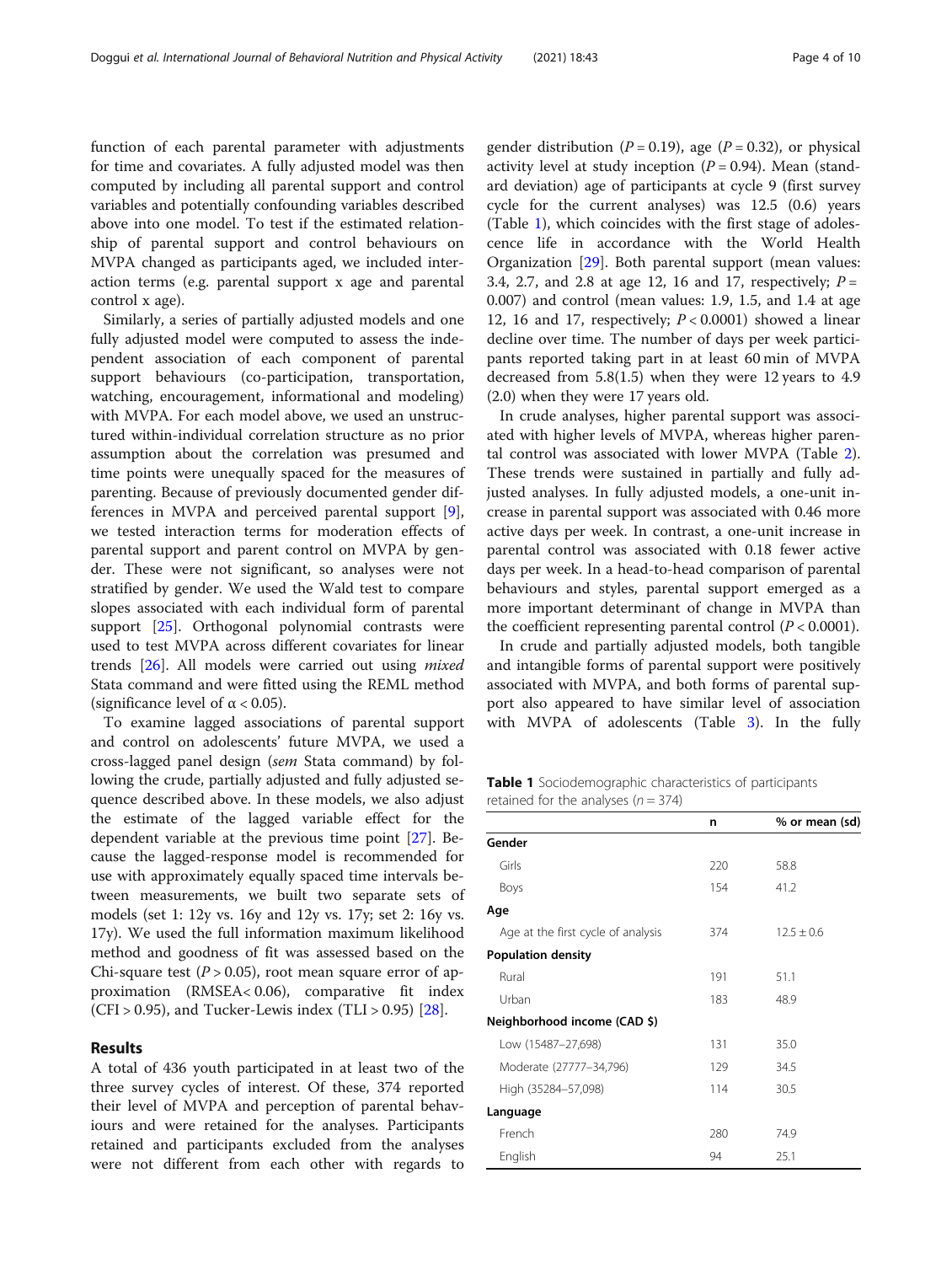function of each parental parameter with adjustments for time and covariates. A fully adjusted model was then computed by including all parental support and control variables and potentially confounding variables described above into one model. To test if the estimated relationship of parental support and control behaviours on MVPA changed as participants aged, we included interaction terms (e.g. parental support x age and parental control x age).

Similarly, a series of partially adjusted models and one fully adjusted model were computed to assess the independent association of each component of parental support behaviours (co-participation, transportation, watching, encouragement, informational and modeling) with MVPA. For each model above, we used an unstructured within-individual correlation structure as no prior assumption about the correlation was presumed and time points were unequally spaced for the measures of parenting. Because of previously documented gender differences in MVPA and perceived parental support [9], we tested interaction terms for moderation effects of parental support and parent control on MVPA by gender. These were not significant, so analyses were not stratified by gender. We used the Wald test to compare slopes associated with each individual form of parental support [25]. Orthogonal polynomial contrasts were used to test MVPA across different covariates for linear trends [26]. All models were carried out using *mixed* Stata command and were fitted using the REML method (significance level of $\alpha < 0.05$).

To examine lagged associations of parental support and control on adolescents' future MVPA, we used a cross-lagged panel design (*sem* Stata command) by following the crude, partially adjusted and fully adjusted sequence described above. In these models, we also adjust the estimate of the lagged variable effect for the dependent variable at the previous time point [27]. Because the lagged-response model is recommended for use with approximately equally spaced time intervals between measurements, we built two separate sets of models (set 1: 12y vs. 16y and 12y vs. 17y; set 2: 16y vs. 17y). We used the full information maximum likelihood method and goodness of fit was assessed based on the Chi-square test ($P > 0.05$), root mean square error of approximation (RMSEA< 0.06), comparative fit index (CFI > 0.95), and Tucker-Lewis index (TLI > 0.95) [28].

## Results

A total of 436 youth participated in at least two of the three survey cycles of interest. Of these, 374 reported their level of MVPA and perception of parental behaviours and were retained for the analyses. Participants retained and participants excluded from the analyses were not different from each other with regards to gender distribution ($P = 0.19$), age ($P = 0.32$), or physical activity level at study inception ($P = 0.94$). Mean (standard deviation) age of participants at cycle 9 (first survey cycle for the current analyses) was 12.5 (0.6) years (Table 1), which coincides with the first stage of adolescence life in accordance with the World Health Organization [29]. Both parental support (mean values: 3.4, 2.7, and 2.8 at age 12, 16 and 17, respectively; $P = 0.007$) and control (mean values: 1.9, 1.5, and 1.4 at age 12, 16 and 17, respectively; $P < 0.0001$) showed a linear decline over time. The number of days per week participants reported taking part in at least 60 min of MVPA decreased from 5.8(1.5) when they were 12 years to 4.9 (2.0) when they were 17 years old.

In crude analyses, higher parental support was associated with higher levels of MVPA, whereas higher parental control was associated with lower MVPA (Table 2). These trends were sustained in partially and fully adjusted analyses. In fully adjusted models, a one-unit increase in parental support was associated with 0.46 more active days per week. In contrast, a one-unit increase in parental control was associated with 0.18 fewer active days per week. In a head-to-head comparison of parental behaviours and styles, parental support emerged as a more important determinant of change in MVPA than the coefficient representing parental control ($P < 0.0001$).

In crude and partially adjusted models, both tangible and intangible forms of parental support were positively associated with MVPA, and both forms of parental support also appeared to have similar level of association with MVPA of adolescents (Table 3). In the fully

**Table 1** Sociodemographic characteristics of participants retained for the analyses ($n = 374$)

| | n | % or mean (sd) |
|---|---|---|
| **Gender** | | |
| Girls | 220 | 58.8 |
| Boys | 154 | 41.2 |
| **Age** | | |
| Age at the first cycle of analysis | 374 | 12.5 ± 0.6 |
| **Population density** | | |
| Rural | 191 | 51.1 |
| Urban | 183 | 48.9 |
| **Neighborhood income (CAD $)** | | |
| Low (15487–27,698) | 131 | 35.0 |
| Moderate (27777–34,796) | 129 | 34.5 |
| High (35284–57,098) | 114 | 30.5 |
| **Language** | | |
| French | 280 | 74.9 |
| English | 94 | 25.1 |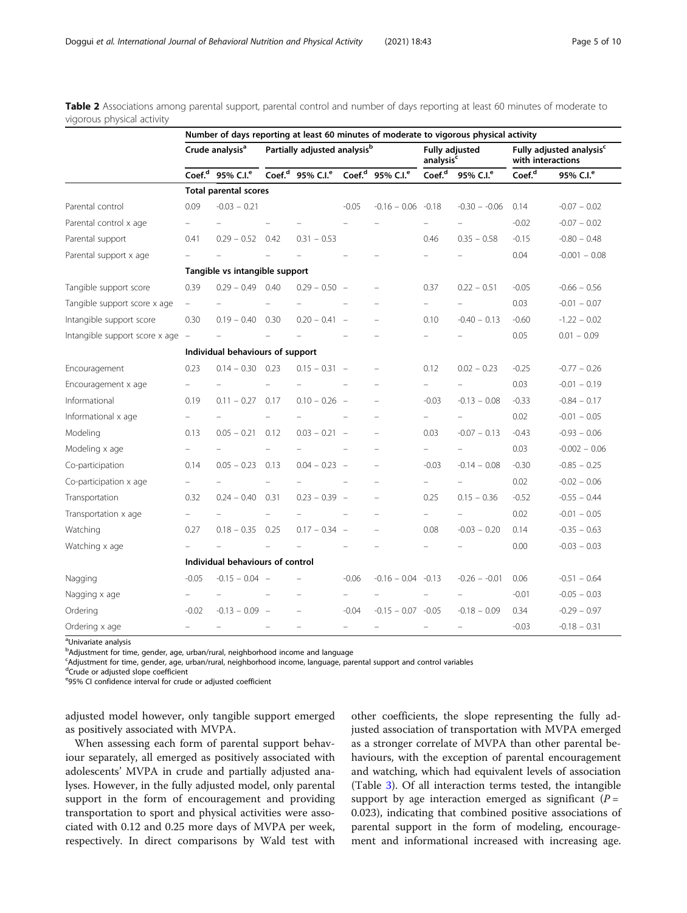**Table 2** Associations among parental support, parental control and number of days reporting at least 60 minutes of moderate to vigorous physical activity

| | Number of days reporting at least 60 minutes of moderate to vigorous physical activity | | | | | | | | | |
|---|---|---|---|---|---|---|---|---|---|---|
| | Crude analysis[a] | | Partially adjusted analysis[b] | | | | Fully adjusted analysis[c] | | Fully adjusted analysis[c] with interactions | |
| | Coef.[d] | 95% C.I.[e] | Coef.[d] | 95% C.I.[e] | Coef.[d] | 95% C.I.[e] | Coef.[d] | 95% C.I.[e] | Coef.[d] | 95% C.I.[e] |
| | **Total parental scores** | | | | | | | | | |
| Parental control | 0.09 | -0.03 – 0.21 | | | -0.05 | -0.16 – 0.06 | -0.18 | -0.30 – -0.06 | 0.14 | -0.07 – 0.02 |
| Parental control x age | – | – | – | – | – | – | – | – | -0.02 | -0.07 – 0.02 |
| Parental support | 0.41 | 0.29 – 0.52 | 0.42 | 0.31 – 0.53 | | | 0.46 | 0.35 – 0.58 | -0.15 | -0.80 – 0.48 |
| Parental support x age | – | – | – | – | – | – | – | – | 0.04 | -0.001 – 0.08 |
| | **Tangible vs intangible support** | | | | | | | | | |
| Tangible support score | 0.39 | 0.29 – 0.49 | 0.40 | 0.29 – 0.50 | – | – | 0.37 | 0.22 – 0.51 | -0.05 | -0.66 – 0.56 |
| Tangible support score x age | – | – | – | – | – | – | – | – | 0.03 | -0.01 – 0.07 |
| Intangible support score | 0.30 | 0.19 – 0.40 | 0.30 | 0.20 – 0.41 | – | – | 0.10 | -0.40 – 0.13 | -0.60 | -1.22 – 0.02 |
| Intangible support score x age | – | – | – | – | – | – | – | – | 0.05 | 0.01 – 0.09 |
| | **Individual behaviours of support** | | | | | | | | | |
| Encouragement | 0.23 | 0.14 – 0.30 | 0.23 | 0.15 – 0.31 | – | – | 0.12 | 0.02 – 0.23 | -0.25 | -0.77 – 0.26 |
| Encouragement x age | – | – | – | – | – | – | – | – | 0.03 | -0.01 – 0.19 |
| Informational | 0.19 | 0.11 – 0.27 | 0.17 | 0.10 – 0.26 | – | – | -0.03 | -0.13 – 0.08 | -0.33 | -0.84 – 0.17 |
| Informational x age | – | – | – | – | – | – | – | – | 0.02 | -0.01 – 0.05 |
| Modeling | 0.13 | 0.05 – 0.21 | 0.12 | 0.03 – 0.21 | – | – | 0.03 | -0.07 – 0.13 | -0.43 | -0.93 – 0.06 |
| Modeling x age | – | – | – | – | – | – | – | – | 0.03 | -0.002 – 0.06 |
| Co-participation | 0.14 | 0.05 – 0.23 | 0.13 | 0.04 – 0.23 | – | – | -0.03 | -0.14 – 0.08 | -0.30 | -0.85 – 0.25 |
| Co-participation x age | – | – | – | – | – | – | – | – | 0.02 | -0.02 – 0.06 |
| Transportation | 0.32 | 0.24 – 0.40 | 0.31 | 0.23 – 0.39 | – | – | 0.25 | 0.15 – 0.36 | -0.52 | -0.55 – 0.44 |
| Transportation x age | – | – | – | – | – | – | – | – | 0.02 | -0.01 – 0.05 |
| Watching | 0.27 | 0.18 – 0.35 | 0.25 | 0.17 – 0.34 | – | – | 0.08 | -0.03 – 0.20 | 0.14 | -0.35 – 0.63 |
| Watching x age | – | – | – | – | – | – | – | – | 0.00 | -0.03 – 0.03 |
| | **Individual behaviours of control** | | | | | | | | | |
| Nagging | -0.05 | -0.15 – 0.04 | – | – | -0.06 | -0.16 – 0.04 | -0.13 | -0.26 – -0.01 | 0.06 | -0.51 – 0.64 |
| Nagging x age | – | – | – | – | – | – | – | – | -0.01 | -0.05 – 0.03 |
| Ordering | -0.02 | -0.13 – 0.09 | – | – | -0.04 | -0.15 – 0.07 | -0.05 | -0.18 – 0.09 | 0.34 | -0.29 – 0.97 |
| Ordering x age | – | – | – | – | – | – | – | – | -0.03 | -0.18 – 0.31 |

[a]Univariate analysis
[b]Adjustment for time, gender, age, urban/rural, neighborhood income and language
[c]Adjustment for time, gender, age, urban/rural, neighborhood income, language, parental support and control variables
[d]Crude or adjusted slope coefficient
[e]95% CI confidence interval for crude or adjusted coefficient

adjusted model however, only tangible support emerged as positively associated with MVPA.

When assessing each form of parental support behaviour separately, all emerged as positively associated with adolescents' MVPA in crude and partially adjusted analyses. However, in the fully adjusted model, only parental support in the form of encouragement and providing transportation to sport and physical activities were associated with 0.12 and 0.25 more days of MVPA per week, respectively. In direct comparisons by Wald test with other coefficients, the slope representing the fully adjusted association of transportation with MVPA emerged as a stronger correlate of MVPA than other parental behaviours, with the exception of parental encouragement and watching, which had equivalent levels of association (Table 3). Of all interaction terms tested, the intangible support by age interaction emerged as significant ($P = 0.023$), indicating that combined positive associations of parental support in the form of modeling, encouragement and informational increased with increasing age.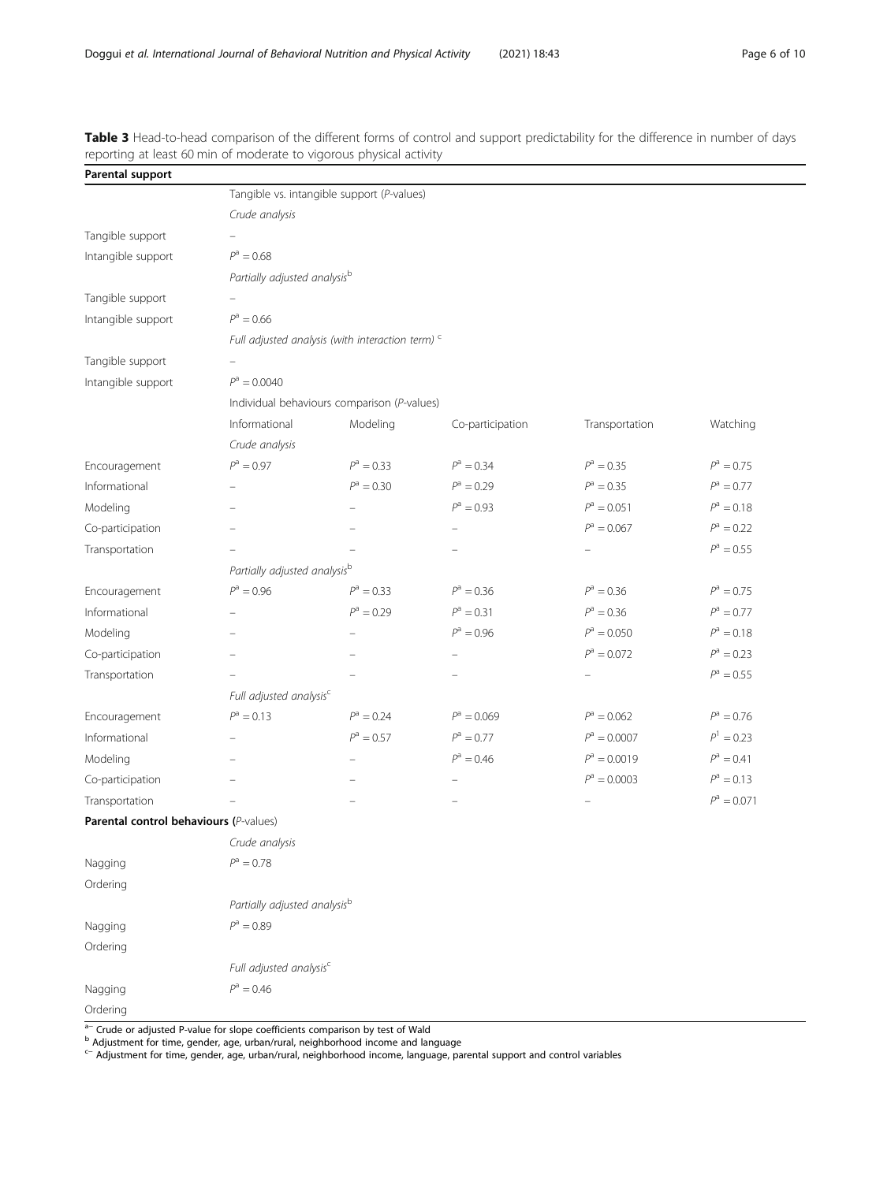**Table 3** Head-to-head comparison of the different forms of control and support predictability for the difference in number of days reporting at least 60 min of moderate to vigorous physical activity

| | | | | | |
|---|---|---|---|---|---|
| **Parental support** | | | | | |
| | Tangible vs. intangible support (*P*-values) | | | | |
| | *Crude analysis* | | | | |
| Tangible support | – | | | | |
| Intangible support | $P^a = 0.68$ | | | | |
| | *Partially adjusted analysis*[b] | | | | |
| Tangible support | – | | | | |
| Intangible support | $P^a = 0.66$ | | | | |
| | *Full adjusted analysis (with interaction term)* [c] | | | | |
| Tangible support | – | | | | |
| Intangible support | $P^a = 0.0040$ | | | | |
| | Individual behaviours comparison (*P*-values) | | | | |
| | Informational | Modeling | Co-participation | Transportation | Watching |
| | *Crude analysis* | | | | |
| Encouragement | $P^a = 0.97$ | $P^a = 0.33$ | $P^a = 0.34$ | $P^a = 0.35$ | $P^a = 0.75$ |
| Informational | – | $P^a = 0.30$ | $P^a = 0.29$ | $P^a = 0.35$ | $P^a = 0.77$ |
| Modeling | – | – | $P^a = 0.93$ | $P^a = 0.051$ | $P^a = 0.18$ |
| Co-participation | – | – | – | $P^a = 0.067$ | $P^a = 0.22$ |
| Transportation | – | – | – | – | $P^a = 0.55$ |
| | *Partially adjusted analysis*[b] | | | | |
| Encouragement | $P^a = 0.96$ | $P^a = 0.33$ | $P^a = 0.36$ | $P^a = 0.36$ | $P^a = 0.75$ |
| Informational | – | $P^a = 0.29$ | $P^a = 0.31$ | $P^a = 0.36$ | $P^a = 0.77$ |
| Modeling | – | – | $P^a = 0.96$ | $P^a = 0.050$ | $P^a = 0.18$ |
| Co-participation | – | – | – | $P^a = 0.072$ | $P^a = 0.23$ |
| Transportation | – | – | – | – | $P^a = 0.55$ |
| | *Full adjusted analysis*[c] | | | | |
| Encouragement | $P^a = 0.13$ | $P^a = 0.24$ | $P^a = 0.069$ | $P^a = 0.062$ | $P^a = 0.76$ |
| Informational | – | $P^a = 0.57$ | $P^a = 0.77$ | $P^a = 0.0007$ | $P^1 = 0.23$ |
| Modeling | – | – | $P^a = 0.46$ | $P^a = 0.0019$ | $P^a = 0.41$ |
| Co-participation | – | – | – | $P^a = 0.0003$ | $P^a = 0.13$ |
| Transportation | – | – | – | – | $P^a = 0.071$ |
| **Parental control behaviours (***P*-values) | | | | | |
| | *Crude analysis* | | | | |
| Nagging | $P^a = 0.78$ | | | | |
| Ordering | | | | | |
| | *Partially adjusted analysis*[b] | | | | |
| Nagging | $P^a = 0.89$ | | | | |
| Ordering | | | | | |
| | *Full adjusted analysis*[c] | | | | |
| Nagging | $P^a = 0.46$ | | | | |
| Ordering | | | | | |

[a–] Crude or adjusted P-value for slope coefficients comparison by test of Wald
[b] Adjustment for time, gender, age, urban/rural, neighborhood income and language
[c–] Adjustment for time, gender, age, urban/rural, neighborhood income, language, parental support and control variables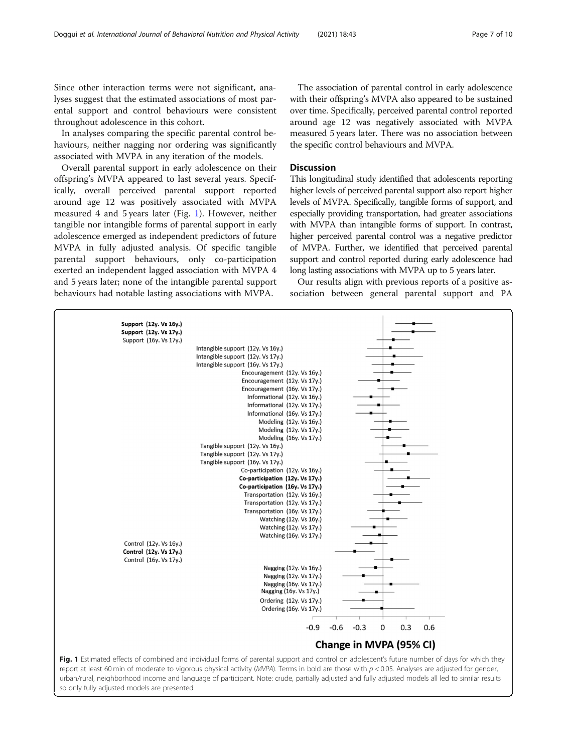Since other interaction terms were not significant, analyses suggest that the estimated associations of most parental support and control behaviours were consistent throughout adolescence in this cohort.

In analyses comparing the specific parental control behaviours, neither nagging nor ordering was significantly associated with MVPA in any iteration of the models.

Overall parental support in early adolescence on their offspring's MVPA appeared to last several years. Specifically, overall perceived parental support reported around age 12 was positively associated with MVPA measured 4 and 5 years later (Fig. 1). However, neither tangible nor intangible forms of parental support in early adolescence emerged as independent predictors of future MVPA in fully adjusted analysis. Of specific tangible parental support behaviours, only co-participation exerted an independent lagged association with MVPA 4 and 5 years later; none of the intangible parental support behaviours had notable lasting associations with MVPA.

The association of parental control in early adolescence with their offspring's MVPA also appeared to be sustained over time. Specifically, perceived parental control reported around age 12 was negatively associated with MVPA measured 5 years later. There was no association between the specific control behaviours and MVPA.

## Discussion

This longitudinal study identified that adolescents reporting higher levels of perceived parental support also report higher levels of MVPA. Specifically, tangible forms of support, and especially providing transportation, had greater associations with MVPA than intangible forms of support. In contrast, higher perceived parental control was a negative predictor of MVPA. Further, we identified that perceived parental support and control reported during early adolescence had long lasting associations with MVPA up to 5 years later.

Our results align with previous reports of a positive association between general parental support and PA

**Support (12y. Vs 16y.)**
**Support (12y. Vs 17y.)**
Support (16y. Vs 17y.)
Intangible support (12y. Vs 16y.)
Intangible support (12y. Vs 17y.)
Intangible support (16y. Vs 17y.)
Encouragement (12y. Vs 16y.)
Encouragement (12y. Vs 17y.)
Encouragement (16y. Vs 17y.)
Informational (12y. Vs 16y.)
Informational (12y. Vs 17y.)
Informational (16y. Vs 17y.)
Modeling (12y. Vs 16y.)
Modeling (12y. Vs 17y.)
Modeling (16y. Vs 17y.)
Tangible support (12y. Vs 16y.)
Tangible support (12y. Vs 17y.)
Tangible support (16y. Vs 17y.)
Co-participation (12y. Vs 16y.)
**Co-participation (12y. Vs 17y.)**
**Co-participation (16y. Vs 17y.)**
Transportation (12y. Vs 16y.)
Transportation (12y. Vs 17y.)
Transportation (16y. Vs 17y.)
Watching (12y. Vs 16y.)
Watching (12y. Vs 17y.)
Watching (16y. Vs 17y.)
Control (12y. Vs 16y.)
**Control (12y. Vs 17y.)**
Control (16y. Vs 17y.)
Nagging (12y. Vs 16y.)
Nagging (12y. Vs 17y.)
Nagging (16y. Vs 17y.)
Nagging (16y. Vs 17y.)
Ordering (12y. Vs 17y.)
Ordering (16y. Vs 17y.)

-0.9 -0.6 -0.3 0 0.3 0.6

**Change in MVPA (95% CI)**

**Fig. 1** Estimated effects of combined and individual forms of parental support and control on adolescent's future number of days for which they report at least 60 min of moderate to vigorous physical activity (*MVPA*). Terms in bold are those with $p < 0.05$. Analyses are adjusted for gender, urban/rural, neighborhood income and language of participant. Note: crude, partially adjusted and fully adjusted models all led to similar results so only fully adjusted models are presented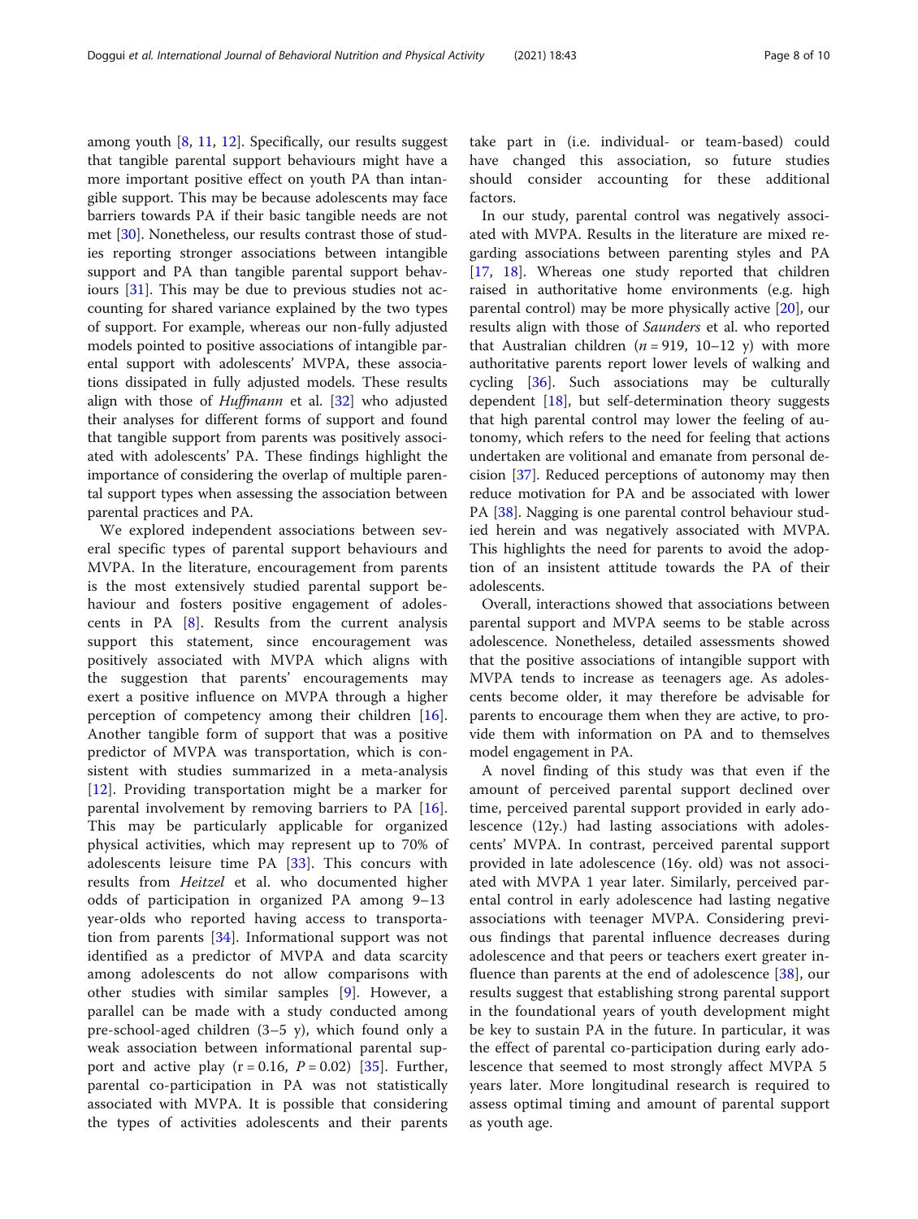among youth [8, 11, 12]. Specifically, our results suggest that tangible parental support behaviours might have a more important positive effect on youth PA than intangible support. This may be because adolescents may face barriers towards PA if their basic tangible needs are not met [30]. Nonetheless, our results contrast those of studies reporting stronger associations between intangible support and PA than tangible parental support behaviours [31]. This may be due to previous studies not accounting for shared variance explained by the two types of support. For example, whereas our non-fully adjusted models pointed to positive associations of intangible parental support with adolescents' MVPA, these associations dissipated in fully adjusted models. These results align with those of *Huffmann* et al. [32] who adjusted their analyses for different forms of support and found that tangible support from parents was positively associated with adolescents' PA. These findings highlight the importance of considering the overlap of multiple parental support types when assessing the association between parental practices and PA.

We explored independent associations between several specific types of parental support behaviours and MVPA. In the literature, encouragement from parents is the most extensively studied parental support behaviour and fosters positive engagement of adolescents in PA [8]. Results from the current analysis support this statement, since encouragement was positively associated with MVPA which aligns with the suggestion that parents' encouragements may exert a positive influence on MVPA through a higher perception of competency among their children [16]. Another tangible form of support that was a positive predictor of MVPA was transportation, which is consistent with studies summarized in a meta-analysis [12]. Providing transportation might be a marker for parental involvement by removing barriers to PA [16]. This may be particularly applicable for organized physical activities, which may represent up to 70% of adolescents leisure time PA [33]. This concurs with results from *Heitzel* et al. who documented higher odds of participation in organized PA among 9–13 year-olds who reported having access to transportation from parents [34]. Informational support was not identified as a predictor of MVPA and data scarcity among adolescents do not allow comparisons with other studies with similar samples [9]. However, a parallel can be made with a study conducted among pre-school-aged children (3–5 y), which found only a weak association between informational parental support and active play ($r = 0.16$, $P = 0.02$) [35]. Further, parental co-participation in PA was not statistically associated with MVPA. It is possible that considering the types of activities adolescents and their parents take part in (i.e. individual- or team-based) could have changed this association, so future studies should consider accounting for these additional factors.

In our study, parental control was negatively associated with MVPA. Results in the literature are mixed regarding associations between parenting styles and PA [17, 18]. Whereas one study reported that children raised in authoritative home environments (e.g. high parental control) may be more physically active [20], our results align with those of *Saunders* et al. who reported that Australian children ($n = 919$, 10–12 y) with more authoritative parents report lower levels of walking and cycling [36]. Such associations may be culturally dependent [18], but self-determination theory suggests that high parental control may lower the feeling of autonomy, which refers to the need for feeling that actions undertaken are volitional and emanate from personal decision [37]. Reduced perceptions of autonomy may then reduce motivation for PA and be associated with lower PA [38]. Nagging is one parental control behaviour studied herein and was negatively associated with MVPA. This highlights the need for parents to avoid the adoption of an insistent attitude towards the PA of their adolescents.

Overall, interactions showed that associations between parental support and MVPA seems to be stable across adolescence. Nonetheless, detailed assessments showed that the positive associations of intangible support with MVPA tends to increase as teenagers age. As adolescents become older, it may therefore be advisable for parents to encourage them when they are active, to provide them with information on PA and to themselves model engagement in PA.

A novel finding of this study was that even if the amount of perceived parental support declined over time, perceived parental support provided in early adolescence (12y.) had lasting associations with adolescents' MVPA. In contrast, perceived parental support provided in late adolescence (16y. old) was not associated with MVPA 1 year later. Similarly, perceived parental control in early adolescence had lasting negative associations with teenager MVPA. Considering previous findings that parental influence decreases during adolescence and that peers or teachers exert greater influence than parents at the end of adolescence [38], our results suggest that establishing strong parental support in the foundational years of youth development might be key to sustain PA in the future. In particular, it was the effect of parental co-participation during early adolescence that seemed to most strongly affect MVPA 5 years later. More longitudinal research is required to assess optimal timing and amount of parental support as youth age.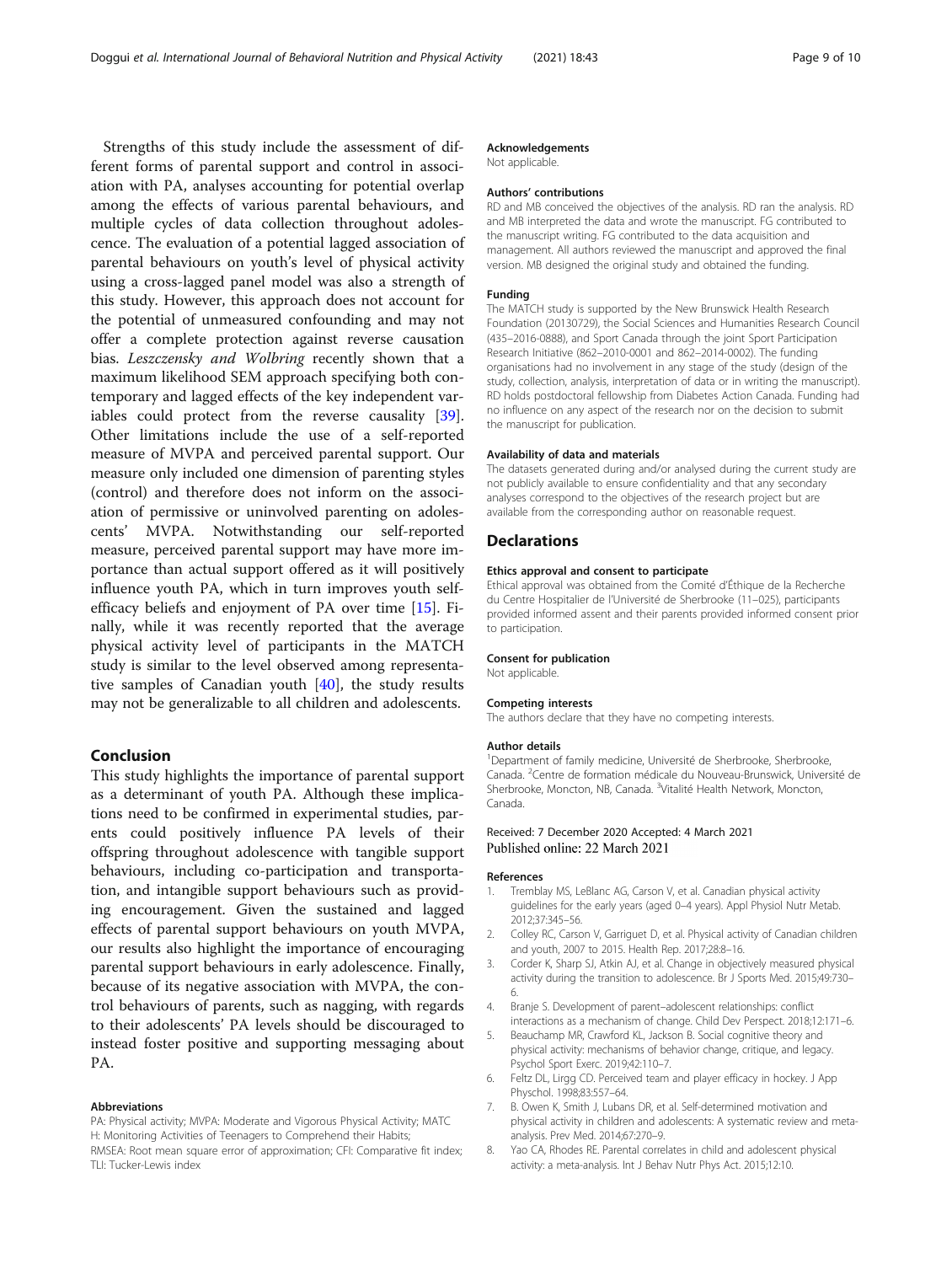Strengths of this study include the assessment of different forms of parental support and control in association with PA, analyses accounting for potential overlap among the effects of various parental behaviours, and multiple cycles of data collection throughout adolescence. The evaluation of a potential lagged association of parental behaviours on youth's level of physical activity using a cross-lagged panel model was also a strength of this study. However, this approach does not account for the potential of unmeasured confounding and may not offer a complete protection against reverse causation bias. *Leszczensky and Wolbring* recently shown that a maximum likelihood SEM approach specifying both contemporary and lagged effects of the key independent variables could protect from the reverse causality [39]. Other limitations include the use of a self-reported measure of MVPA and perceived parental support. Our measure only included one dimension of parenting styles (control) and therefore does not inform on the association of permissive or uninvolved parenting on adolescents' MVPA. Notwithstanding our self-reported measure, perceived parental support may have more importance than actual support offered as it will positively influence youth PA, which in turn improves youth self-efficacy beliefs and enjoyment of PA over time [15]. Finally, while it was recently reported that the average physical activity level of participants in the MATCH study is similar to the level observed among representative samples of Canadian youth [40], the study results may not be generalizable to all children and adolescents.

## Conclusion

This study highlights the importance of parental support as a determinant of youth PA. Although these implications need to be confirmed in experimental studies, parents could positively influence PA levels of their offspring throughout adolescence with tangible support behaviours, including co-participation and transportation, and intangible support behaviours such as providing encouragement. Given the sustained and lagged effects of parental support behaviours on youth MVPA, our results also highlight the importance of encouraging parental support behaviours in early adolescence. Finally, because of its negative association with MVPA, the control behaviours of parents, such as nagging, with regards to their adolescents' PA levels should be discouraged to instead foster positive and supporting messaging about PA.

#### Abbreviations

PA: Physical activity; MVPA: Moderate and Vigorous Physical Activity; MATCH: Monitoring Activities of Teenagers to Comprehend their Habits; RMSEA: Root mean square error of approximation; CFI: Comparative fit index; TLI: Tucker-Lewis index

#### Acknowledgements

Not applicable.

#### Authors' contributions

RD and MB conceived the objectives of the analysis. RD ran the analysis. RD and MB interpreted the data and wrote the manuscript. FG contributed to the manuscript writing. FG contributed to the data acquisition and management. All authors reviewed the manuscript and approved the final version. MB designed the original study and obtained the funding.

#### Funding

The MATCH study is supported by the New Brunswick Health Research Foundation (20130729), the Social Sciences and Humanities Research Council (435–2016-0888), and Sport Canada through the joint Sport Participation Research Initiative (862–2010-0001 and 862–2014-0002). The funding organisations had no involvement in any stage of the study (design of the study, collection, analysis, interpretation of data or in writing the manuscript). RD holds postdoctoral fellowship from Diabetes Action Canada. Funding had no influence on any aspect of the research nor on the decision to submit the manuscript for publication.

#### Availability of data and materials

The datasets generated during and/or analysed during the current study are not publicly available to ensure confidentiality and that any secondary analyses correspond to the objectives of the research project but are available from the corresponding author on reasonable request.

## Declarations

#### Ethics approval and consent to participate

Ethical approval was obtained from the Comité d'Éthique de la Recherche du Centre Hospitalier de l'Université de Sherbrooke (11–025), participants provided informed assent and their parents provided informed consent prior to participation.

#### Consent for publication

Not applicable.

#### Competing interests

The authors declare that they have no competing interests.

#### Author details

[1]Department of family medicine, Université de Sherbrooke, Sherbrooke, Canada. [2]Centre de formation médicale du Nouveau-Brunswick, Université de Sherbrooke, Moncton, NB, Canada. [3]Vitalité Health Network, Moncton, Canada.

Received: 7 December 2020 Accepted: 4 March 2021
Published online: 22 March 2021

#### References

1. Tremblay MS, LeBlanc AG, Carson V, et al. Canadian physical activity guidelines for the early years (aged 0–4 years). Appl Physiol Nutr Metab. 2012;37:345–56.
2. Colley RC, Carson V, Garriguet D, et al. Physical activity of Canadian children and youth, 2007 to 2015. Health Rep. 2017;28:8–16.
3. Corder K, Sharp SJ, Atkin AJ, et al. Change in objectively measured physical activity during the transition to adolescence. Br J Sports Med. 2015;49:730–6.
4. Branje S. Development of parent–adolescent relationships: conflict interactions as a mechanism of change. Child Dev Perspect. 2018;12:171–6.
5. Beauchamp MR, Crawford KL, Jackson B. Social cognitive theory and physical activity: mechanisms of behavior change, critique, and legacy. Psychol Sport Exerc. 2019;42:110–7.
6. Feltz DL, Lirgg CD. Perceived team and player efficacy in hockey. J App Physchol. 1998;83:557–64.
7. B. Owen K, Smith J, Lubans DR, et al. Self-determined motivation and physical activity in children and adolescents: A systematic review and meta-analysis. Prev Med. 2014;67:270–9.
8. Yao CA, Rhodes RE. Parental correlates in child and adolescent physical activity: a meta-analysis. Int J Behav Nutr Phys Act. 2015;12:10.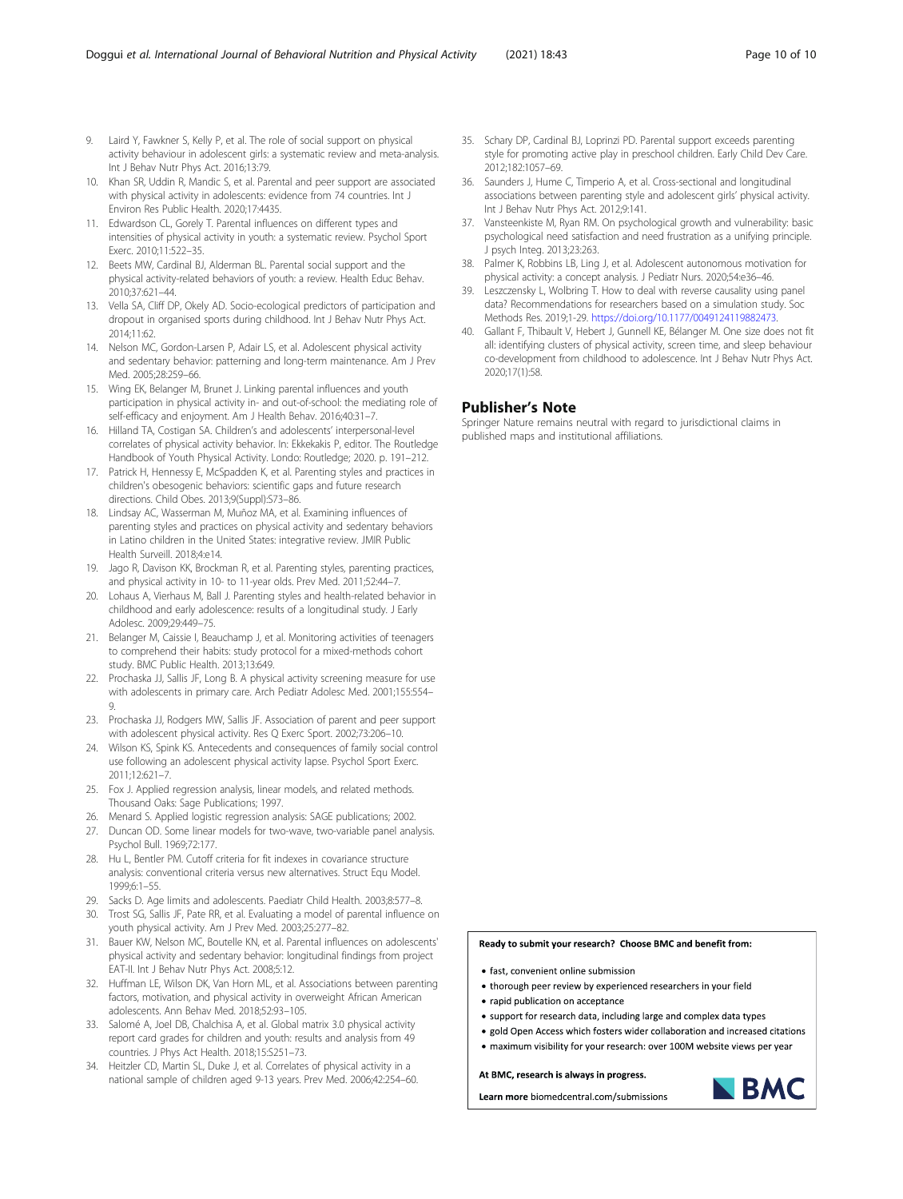9. Laird Y, Fawkner S, Kelly P, et al. The role of social support on physical activity behaviour in adolescent girls: a systematic review and meta-analysis. Int J Behav Nutr Phys Act. 2016;13:79.
10. Khan SR, Uddin R, Mandic S, et al. Parental and peer support are associated with physical activity in adolescents: evidence from 74 countries. Int J Environ Res Public Health. 2020;17:4435.
11. Edwardson CL, Gorely T. Parental influences on different types and intensities of physical activity in youth: a systematic review. Psychol Sport Exerc. 2010;11:522–35.
12. Beets MW, Cardinal BJ, Alderman BL. Parental social support and the physical activity-related behaviors of youth: a review. Health Educ Behav. 2010;37:621–44.
13. Vella SA, Cliff DP, Okely AD. Socio-ecological predictors of participation and dropout in organised sports during childhood. Int J Behav Nutr Phys Act. 2014;11:62.
14. Nelson MC, Gordon-Larsen P, Adair LS, et al. Adolescent physical activity and sedentary behavior: patterning and long-term maintenance. Am J Prev Med. 2005;28:259–66.
15. Wing EK, Belanger M, Brunet J. Linking parental influences and youth participation in physical activity in- and out-of-school: the mediating role of self-efficacy and enjoyment. Am J Health Behav. 2016;40:31–7.
16. Hilland TA, Costigan SA. Children's and adolescents' interpersonal-level correlates of physical activity behavior. In: Ekkekakis P, editor. The Routledge Handbook of Youth Physical Activity. Londo: Routledge; 2020. p. 191–212.
17. Patrick H, Hennessy E, McSpadden K, et al. Parenting styles and practices in children's obesogenic behaviors: scientific gaps and future research directions. Child Obes. 2013;9(Suppl):S73–86.
18. Lindsay AC, Wasserman M, Muñoz MA, et al. Examining influences of parenting styles and practices on physical activity and sedentary behaviors in Latino children in the United States: integrative review. JMIR Public Health Surveill. 2018;4:e14.
19. Jago R, Davison KK, Brockman R, et al. Parenting styles, parenting practices, and physical activity in 10- to 11-year olds. Prev Med. 2011;52:44–7.
20. Lohaus A, Vierhaus M, Ball J. Parenting styles and health-related behavior in childhood and early adolescence: results of a longitudinal study. J Early Adolesc. 2009;29:449–75.
21. Belanger M, Caissie I, Beauchamp J, et al. Monitoring activities of teenagers to comprehend their habits: study protocol for a mixed-methods cohort study. BMC Public Health. 2013;13:649.
22. Prochaska JJ, Sallis JF, Long B. A physical activity screening measure for use with adolescents in primary care. Arch Pediatr Adolesc Med. 2001;155:554–9.
23. Prochaska JJ, Rodgers MW, Sallis JF. Association of parent and peer support with adolescent physical activity. Res Q Exerc Sport. 2002;73:206–10.
24. Wilson KS, Spink KS. Antecedents and consequences of family social control use following an adolescent physical activity lapse. Psychol Sport Exerc. 2011;12:621–7.
25. Fox J. Applied regression analysis, linear models, and related methods. Thousand Oaks: Sage Publications; 1997.
26. Menard S. Applied logistic regression analysis: SAGE publications; 2002.
27. Duncan OD. Some linear models for two-wave, two-variable panel analysis. Psychol Bull. 1969;72:177.
28. Hu L, Bentler PM. Cutoff criteria for fit indexes in covariance structure analysis: conventional criteria versus new alternatives. Struct Equ Model. 1999;6:1–55.
29. Sacks D. Age limits and adolescents. Paediatr Child Health. 2003;8:577–8.
30. Trost SG, Sallis JF, Pate RR, et al. Evaluating a model of parental influence on youth physical activity. Am J Prev Med. 2003;25:277–82.
31. Bauer KW, Nelson MC, Boutelle KN, et al. Parental influences on adolescents' physical activity and sedentary behavior: longitudinal findings from project EAT-II. Int J Behav Nutr Phys Act. 2008;5:12.
32. Huffman LE, Wilson DK, Van Horn ML, et al. Associations between parenting factors, motivation, and physical activity in overweight African American adolescents. Ann Behav Med. 2018;52:93–105.
33. Salomé A, Joel DB, Chalchisa A, et al. Global matrix 3.0 physical activity report card grades for children and youth: results and analysis from 49 countries. J Phys Act Health. 2018;15:S251–73.
34. Heitzler CD, Martin SL, Duke J, et al. Correlates of physical activity in a national sample of children aged 9-13 years. Prev Med. 2006;42:254–60.
35. Schary DP, Cardinal BJ, Loprinzi PD. Parental support exceeds parenting style for promoting active play in preschool children. Early Child Dev Care. 2012;182:1057–69.
36. Saunders J, Hume C, Timperio A, et al. Cross-sectional and longitudinal associations between parenting style and adolescent girls' physical activity. Int J Behav Nutr Phys Act. 2012;9:141.
37. Vansteenkiste M, Ryan RM. On psychological growth and vulnerability: basic psychological need satisfaction and need frustration as a unifying principle. J psych Integ. 2013;23:263.
38. Palmer K, Robbins LB, Ling J, et al. Adolescent autonomous motivation for physical activity: a concept analysis. J Pediatr Nurs. 2020;54:e36–46.
39. Leszczensky L, Wolbring T. How to deal with reverse causality using panel data? Recommendations for researchers based on a simulation study. Soc Methods Res. 2019;1-29. https://doi.org/10.1177/0049124119882473.
40. Gallant F, Thibault V, Hebert J, Gunnell KE, Bélanger M. One size does not fit all: identifying clusters of physical activity, screen time, and sleep behaviour co-development from childhood to adolescence. Int J Behav Nutr Phys Act. 2020;17(1):58.

## Publisher's Note

Springer Nature remains neutral with regard to jurisdictional claims in published maps and institutional affiliations.

**Ready to submit your research? Choose BMC and benefit from:**

- fast, convenient online submission
- thorough peer review by experienced researchers in your field
- rapid publication on acceptance
- support for research data, including large and complex data types
- gold Open Access which fosters wider collaboration and increased citations
- maximum visibility for your research: over 100M website views per year

**At BMC, research is always in progress.**

**Learn more** biomedcentral.com/submissions

BMC